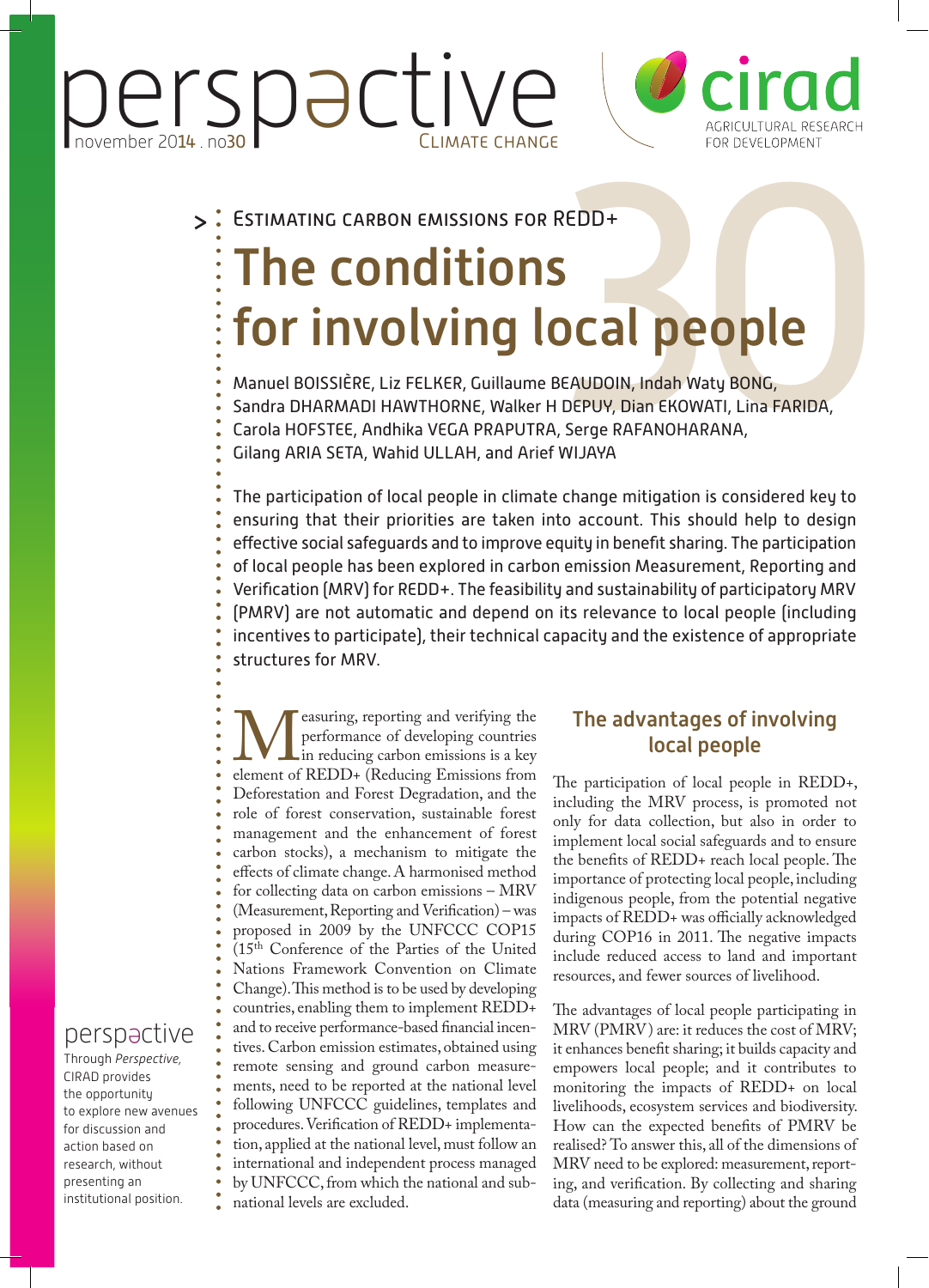perspective
november 2014 . no30
Climate change

cirad
AGRICULTURAL RESEARCH FOR DEVELOPMENT

> Estimating carbon emissions for REDD+

# The conditions for involving local people

Manuel BOISSIÈRE, Liz FELKER, Guillaume BEAUDOIN, Indah Waty BONG, Sandra DHARMADI HAWTHORNE, Walker H DEPUY, Dian EKOWATI, Lina FARIDA, Carola HOFSTEE, Andhika VEGA PRAPUTRA, Serge RAFANOHARANA, Gilang ARIA SETA, Wahid ULLAH, and Arief WIJAYA

The participation of local people in climate change mitigation is considered key to ensuring that their priorities are taken into account. This should help to design effective social safeguards and to improve equity in benefit sharing. The participation of local people has been explored in carbon emission Measurement, Reporting and Verification (MRV) for REDD+. The feasibility and sustainability of participatory MRV (PMRV) are not automatic and depend on its relevance to local people (including incentives to participate), their technical capacity and the existence of appropriate structures for MRV.

Measuring, reporting and verifying the performance of developing countries in reducing carbon emissions is a key element of REDD+ (Reducing Emissions from Deforestation and Forest Degradation, and the role of forest conservation, sustainable forest management and the enhancement of forest carbon stocks), a mechanism to mitigate the effects of climate change. A harmonised method for collecting data on carbon emissions – MRV (Measurement, Reporting and Verification) – was proposed in 2009 by the UNFCCC COP15 (15th Conference of the Parties of the United Nations Framework Convention on Climate Change). This method is to be used by developing countries, enabling them to implement REDD+ and to receive performance-based financial incentives. Carbon emission estimates, obtained using remote sensing and ground carbon measurements, need to be reported at the national level following UNFCCC guidelines, templates and procedures. Verification of REDD+ implementation, applied at the national level, must follow an international and independent process managed by UNFCCC, from which the national and sub-national levels are excluded.

## The advantages of involving local people

The participation of local people in REDD+, including the MRV process, is promoted not only for data collection, but also in order to implement local social safeguards and to ensure the benefits of REDD+ reach local people. The importance of protecting local people, including indigenous people, from the potential negative impacts of REDD+ was officially acknowledged during COP16 in 2011. The negative impacts include reduced access to land and important resources, and fewer sources of livelihood.

The advantages of local people participating in MRV (PMRV) are: it reduces the cost of MRV; it enhances benefit sharing; it builds capacity and empowers local people; and it contributes to monitoring the impacts of REDD+ on local livelihoods, ecosystem services and biodiversity. How can the expected benefits of PMRV be realised? To answer this, all of the dimensions of MRV need to be explored: measurement, reporting, and verification. By collecting and sharing data (measuring and reporting) about the ground

perspective
Through *Perspective*, CIRAD provides the opportunity to explore new avenues for discussion and action based on research, without presenting an institutional position.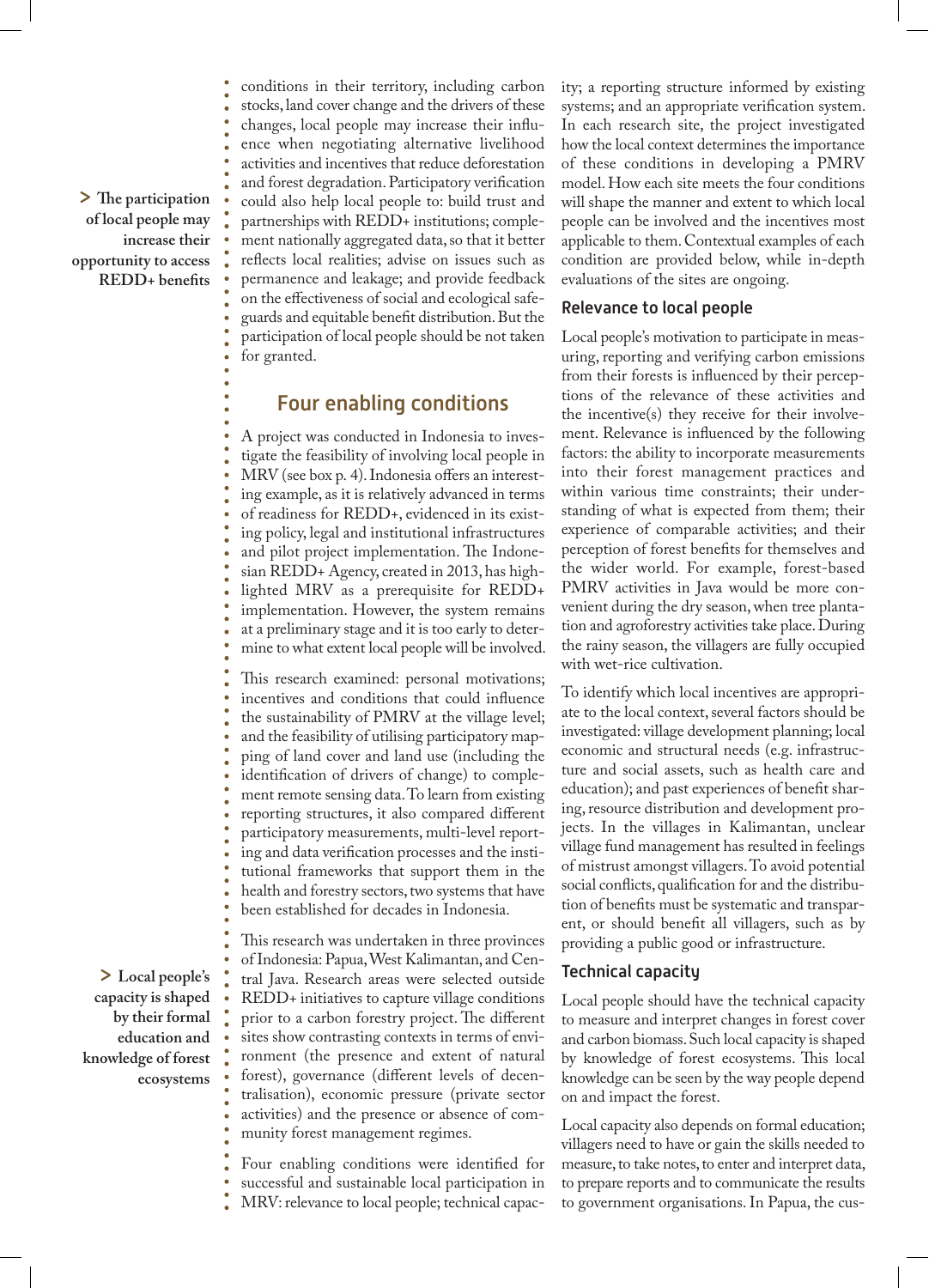conditions in their territory, including carbon stocks, land cover change and the drivers of these changes, local people may increase their influence when negotiating alternative livelihood activities and incentives that reduce deforestation and forest degradation. Participatory verification could also help local people to: build trust and partnerships with REDD+ institutions; complement nationally aggregated data, so that it better reflects local realities; advise on issues such as permanence and leakage; and provide feedback on the effectiveness of social and ecological safeguards and equitable benefit distribution. But the participation of local people should be not taken for granted.

> **The participation of local people may increase their opportunity to access REDD+ benefits**

## Four enabling conditions

A project was conducted in Indonesia to investigate the feasibility of involving local people in MRV (see box p. 4). Indonesia offers an interesting example, as it is relatively advanced in terms of readiness for REDD+, evidenced in its existing policy, legal and institutional infrastructures and pilot project implementation. The Indonesian REDD+ Agency, created in 2013, has highlighted MRV as a prerequisite for REDD+ implementation. However, the system remains at a preliminary stage and it is too early to determine to what extent local people will be involved.

This research examined: personal motivations; incentives and conditions that could influence the sustainability of PMRV at the village level; and the feasibility of utilising participatory mapping of land cover and land use (including the identification of drivers of change) to complement remote sensing data. To learn from existing reporting structures, it also compared different participatory measurements, multi-level reporting and data verification processes and the institutional frameworks that support them in the health and forestry sectors, two systems that have been established for decades in Indonesia.

This research was undertaken in three provinces of Indonesia: Papua, West Kalimantan, and Central Java. Research areas were selected outside REDD+ initiatives to capture village conditions prior to a carbon forestry project. The different sites show contrasting contexts in terms of environment (the presence and extent of natural forest), governance (different levels of decentralisation), economic pressure (private sector activities) and the presence or absence of community forest management regimes.

> **Local people's capacity is shaped by their formal education and knowledge of forest ecosystems**

Four enabling conditions were identified for successful and sustainable local participation in MRV: relevance to local people; technical capacity; a reporting structure informed by existing systems; and an appropriate verification system. In each research site, the project investigated how the local context determines the importance of these conditions in developing a PMRV model. How each site meets the four conditions will shape the manner and extent to which local people can be involved and the incentives most applicable to them. Contextual examples of each condition are provided below, while in-depth evaluations of the sites are ongoing.

### Relevance to local people

Local people's motivation to participate in measuring, reporting and verifying carbon emissions from their forests is influenced by their perceptions of the relevance of these activities and the incentive(s) they receive for their involvement. Relevance is influenced by the following factors: the ability to incorporate measurements into their forest management practices and within various time constraints; their understanding of what is expected from them; their experience of comparable activities; and their perception of forest benefits for themselves and the wider world. For example, forest-based PMRV activities in Java would be more convenient during the dry season, when tree plantation and agroforestry activities take place. During the rainy season, the villagers are fully occupied with wet-rice cultivation.

To identify which local incentives are appropriate to the local context, several factors should be investigated: village development planning; local economic and structural needs (e.g. infrastructure and social assets, such as health care and education); and past experiences of benefit sharing, resource distribution and development projects. In the villages in Kalimantan, unclear village fund management has resulted in feelings of mistrust amongst villagers. To avoid potential social conflicts, qualification for and the distribution of benefits must be systematic and transparent, or should benefit all villagers, such as by providing a public good or infrastructure.

### Technical capacity

Local people should have the technical capacity to measure and interpret changes in forest cover and carbon biomass. Such local capacity is shaped by knowledge of forest ecosystems. This local knowledge can be seen by the way people depend on and impact the forest.

Local capacity also depends on formal education; villagers need to have or gain the skills needed to measure, to take notes, to enter and interpret data, to prepare reports and to communicate the results to government organisations. In Papua, the cus-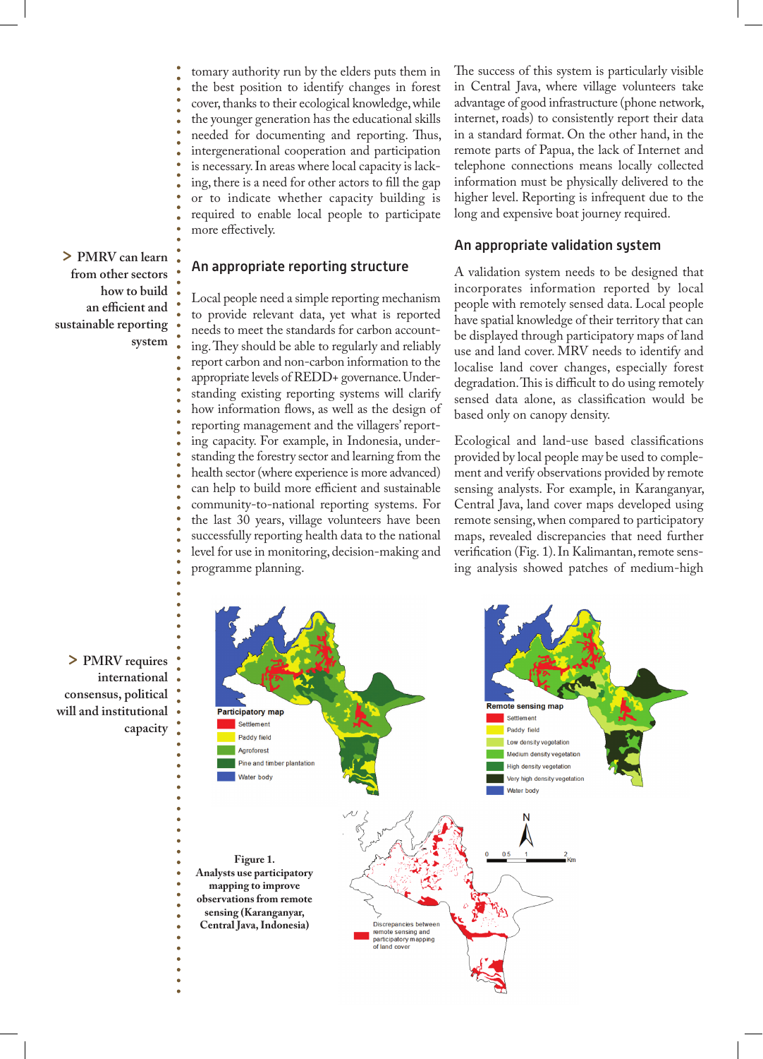tomary authority run by the elders puts them in the best position to identify changes in forest cover, thanks to their ecological knowledge, while the younger generation has the educational skills needed for documenting and reporting. Thus, intergenerational cooperation and participation is necessary. In areas where local capacity is lacking, there is a need for other actors to fill the gap or to indicate whether capacity building is required to enable local people to participate more effectively.

> PMRV can learn from other sectors how to build an efficient and sustainable reporting system

## An appropriate reporting structure

Local people need a simple reporting mechanism to provide relevant data, yet what is reported needs to meet the standards for carbon accounting. They should be able to regularly and reliably report carbon and non-carbon information to the appropriate levels of REDD+ governance. Understanding existing reporting systems will clarify how information flows, as well as the design of reporting management and the villagers' reporting capacity. For example, in Indonesia, understanding the forestry sector and learning from the health sector (where experience is more advanced) can help to build more efficient and sustainable community-to-national reporting systems. For the last 30 years, village volunteers have been successfully reporting health data to the national level for use in monitoring, decision-making and programme planning.

The success of this system is particularly visible in Central Java, where village volunteers take advantage of good infrastructure (phone network, internet, roads) to consistently report their data in a standard format. On the other hand, in the remote parts of Papua, the lack of Internet and telephone connections means locally collected information must be physically delivered to the higher level. Reporting is infrequent due to the long and expensive boat journey required.

## An appropriate validation system

A validation system needs to be designed that incorporates information reported by local people with remotely sensed data. Local people have spatial knowledge of their territory that can be displayed through participatory maps of land use and land cover. MRV needs to identify and localise land cover changes, especially forest degradation. This is difficult to do using remotely sensed data alone, as classification would be based only on canopy density.

Ecological and land-use based classifications provided by local people may be used to complement and verify observations provided by remote sensing analysts. For example, in Karanganyar, Central Java, land cover maps developed using remote sensing, when compared to participatory maps, revealed discrepancies that need further verification (Fig. 1). In Kalimantan, remote sensing analysis showed patches of medium-high

> PMRV requires international consensus, political will and institutional capacity

**Figure 1. Analysts use participatory mapping to improve observations from remote sensing (Karanganyar, Central Java, Indonesia)**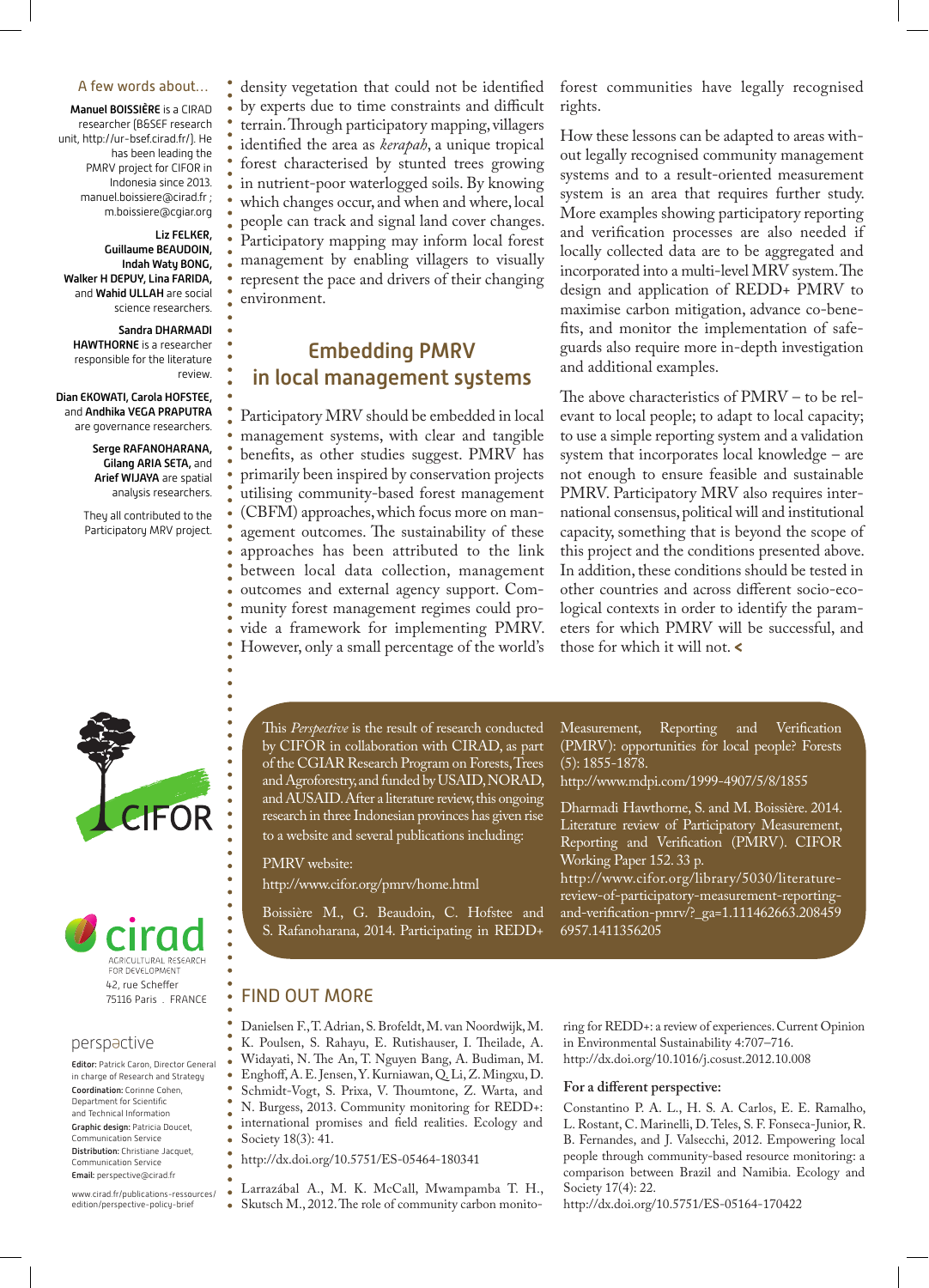density vegetation that could not be identified by experts due to time constraints and difficult terrain. Through participatory mapping, villagers identified the area as *kerapah*, a unique tropical forest characterised by stunted trees growing in nutrient-poor waterlogged soils. By knowing which changes occur, and when and where, local people can track and signal land cover changes. Participatory mapping may inform local forest management by enabling villagers to visually represent the pace and drivers of their changing environment.

## Embedding PMRV in local management systems

Participatory MRV should be embedded in local management systems, with clear and tangible benefits, as other studies suggest. PMRV has primarily been inspired by conservation projects utilising community-based forest management (CBFM) approaches, which focus more on management outcomes. The sustainability of these approaches has been attributed to the link between local data collection, management outcomes and external agency support. Community forest management regimes could provide a framework for implementing PMRV. However, only a small percentage of the world's forest communities have legally recognised rights.

How these lessons can be adapted to areas without legally recognised community management systems and to a result-oriented measurement system is an area that requires further study. More examples showing participatory reporting and verification processes are also needed if locally collected data are to be aggregated and incorporated into a multi-level MRV system. The design and application of REDD+ PMRV to maximise carbon mitigation, advance co-benefits, and monitor the implementation of safeguards also require more in-depth investigation and additional examples.

The above characteristics of PMRV – to be relevant to local people; to adapt to local capacity; to use a simple reporting system and a validation system that incorporates local knowledge – are not enough to ensure feasible and sustainable PMRV. Participatory MRV also requires international consensus, political will and institutional capacity, something that is beyond the scope of this project and the conditions presented above. In addition, these conditions should be tested in other countries and across different socio-ecological contexts in order to identify the parameters for which PMRV will be successful, and those for which it will not. <

### A few words about...

**Manuel BOISSIÈRE** is a CIRAD researcher (B&SEF research unit, http://ur-bsef.cirad.fr/). He has been leading the PMRV project for CIFOR in Indonesia since 2013. manuel.boissiere@cirad.fr ; m.boissiere@cgiar.org

**Liz FELKER, Guillaume BEAUDOIN, Indah Waty BONG, Walker H DEPUY, Lina FARIDA,** and **Wahid ULLAH** are social science researchers.

**Sandra DHARMADI HAWTHORNE** is a researcher responsible for the literature review.

**Dian EKOWATI, Carola HOFSTEE,** and **Andhika VEGA PRAPUTRA** are governance researchers.

**Serge RAFANOHARANA, Gilang ARIA SETA,** and **Arief WIJAYA** are spatial analysis researchers.

They all contributed to the Participatory MRV project.

This *Perspective* is the result of research conducted by CIFOR in collaboration with CIRAD, as part of the CGIAR Research Program on Forests, Trees and Agroforestry, and funded by USAID, NORAD, and AUSAID. After a literature review, this ongoing research in three Indonesian provinces has given rise to a website and several publications including:

PMRV website:
http://www.cifor.org/pmrv/home.html

Boissière M., G. Beaudoin, C. Hofstee and S. Rafanoharana, 2014. Participating in REDD+ Measurement, Reporting and Verification (PMRV): opportunities for local people? Forests (5): 1855-1878.
http://www.mdpi.com/1999-4907/5/8/1855

Dharmadi Hawthorne, S. and M. Boissière. 2014. Literature review of Participatory Measurement, Reporting and Verification (PMRV). CIFOR Working Paper 152. 33 p.
http://www.cifor.org/library/5030/literature-review-of-participatory-measurement-reporting-and-verification-pmrv/?_ga=1.111462663.2084596957.1411356205

## FIND OUT MORE

Danielsen F., T. Adrian, S. Brofeldt, M. van Noordwijk, M. K. Poulsen, S. Rahayu, E. Rutishauser, I. Theilade, A. Widayati, N. The An, T. Nguyen Bang, A. Budiman, M. Enghoff, A. E. Jensen, Y. Kurniawan, Q. Li, Z. Mingxu, D. Schmidt-Vogt, S. Prixa, V. Thoumtone, Z. Warta, and N. Burgess, 2013. Community monitoring for REDD+: international promises and field realities. Ecology and Society 18(3): 41.
http://dx.doi.org/10.5751/ES-05464-180341

Larrazábal A., M. K. McCall, Mwampamba T. H., Skutsch M., 2012. The role of community carbon monitoring for REDD+: a review of experiences. Current Opinion in Environmental Sustainability 4:707–716.
http://dx.doi.org/10.1016/j.cosust.2012.10.008

**For a different perspective:**

Constantino P. A. L., H. S. A. Carlos, E. E. Ramalho, L. Rostant, C. Marinelli, D. Teles, S. F. Fonseca-Junior, R. B. Fernandes, and J. Valsecchi, 2012. Empowering local people through community-based resource monitoring: a comparison between Brazil and Namibia. Ecology and Society 17(4): 22.
http://dx.doi.org/10.5751/ES-05164-170422

CIFOR

cirad
AGRICULTURAL RESEARCH FOR DEVELOPMENT
42, rue Scheffer
75116 Paris . FRANCE

perspective

**Editor:** Patrick Caron, Director General in charge of Research and Strategy
**Coordination:** Corinne Cohen, Department for Scientific and Technical Information
**Graphic design:** Patricia Doucet, Communication Service
**Distribution:** Christiane Jacquet, Communication Service
**Email:** perspective@cirad.fr

www.cirad.fr/publications-ressources/edition/perspective-policy-brief